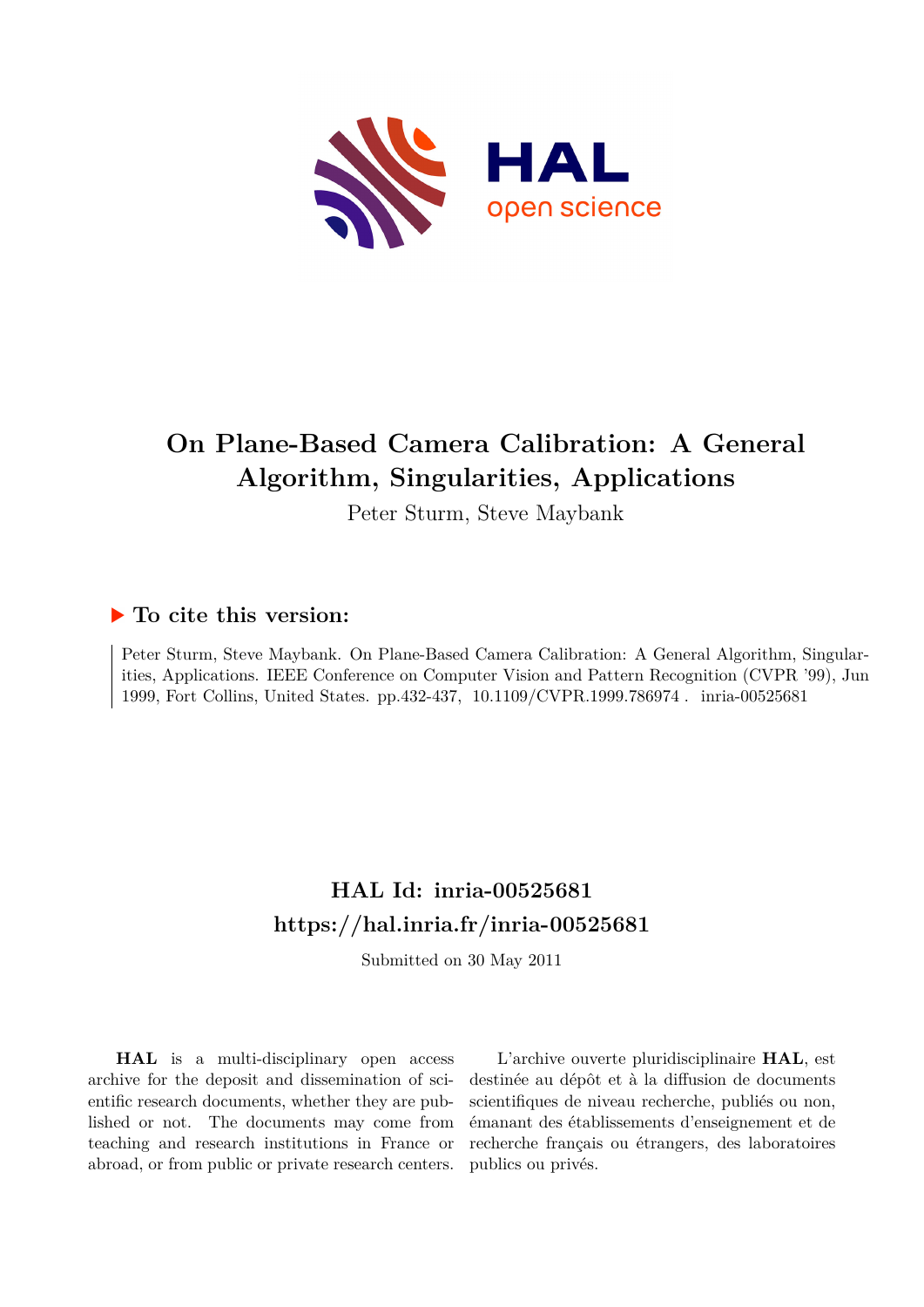# On Plane-Based Camera Calibration: A General Algorithm, Singularities, Applications

Peter Sturm, Steve Maybank

## ▶ To cite this version:

Peter Sturm, Steve Maybank. On Plane-Based Camera Calibration: A General Algorithm, Singularities, Applications. IEEE Conference on Computer Vision and Pattern Recognition (CVPR '99), Jun 1999, Fort Collins, United States. pp.432-437, 10.1109/CVPR.1999.786974 . inria-00525681

## HAL Id: inria-00525681

## https://hal.inria.fr/inria-00525681

Submitted on 30 May 2011

**HAL** is a multi-disciplinary open access archive for the deposit and dissemination of scientific research documents, whether they are published or not. The documents may come from teaching and research institutions in France or abroad, or from public or private research centers.

L'archive ouverte pluridisciplinaire **HAL**, est destinée au dépôt et à la diffusion de documents scientifiques de niveau recherche, publiés ou non, émanant des établissements d'enseignement et de recherche français ou étrangers, des laboratoires publics ou privés.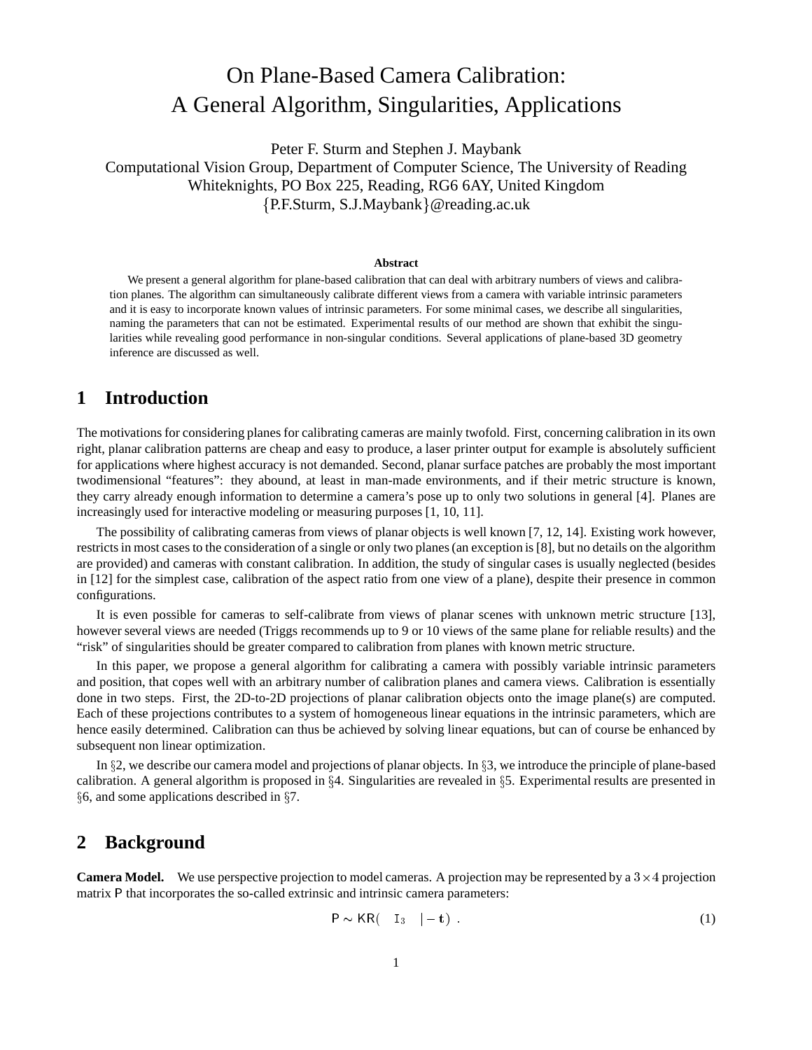# On Plane-Based Camera Calibration: A General Algorithm, Singularities, Applications

Peter F. Sturm and Stephen J. Maybank
Computational Vision Group, Department of Computer Science, The University of Reading
Whiteknights, PO Box 225, Reading, RG6 6AY, United Kingdom
{P.F.Sturm, S.J.Maybank}@reading.ac.uk

**Abstract**

We present a general algorithm for plane-based calibration that can deal with arbitrary numbers of views and calibration planes. The algorithm can simultaneously calibrate different views from a camera with variable intrinsic parameters and it is easy to incorporate known values of intrinsic parameters. For some minimal cases, we describe all singularities, naming the parameters that can not be estimated. Experimental results of our method are shown that exhibit the singularities while revealing good performance in non-singular conditions. Several applications of plane-based 3D geometry inference are discussed as well.

## 1 Introduction

The motivations for considering planes for calibrating cameras are mainly twofold. First, concerning calibration in its own right, planar calibration patterns are cheap and easy to produce, a laser printer output for example is absolutely sufficient for applications where highest accuracy is not demanded. Second, planar surface patches are probably the most important twodimensional "features": they abound, at least in man-made environments, and if their metric structure is known, they carry already enough information to determine a camera's pose up to only two solutions in general [4]. Planes are increasingly used for interactive modeling or measuring purposes [1, 10, 11].

The possibility of calibrating cameras from views of planar objects is well known [7, 12, 14]. Existing work however, restricts in most cases to the consideration of a single or only two planes (an exception is [8], but no details on the algorithm are provided) and cameras with constant calibration. In addition, the study of singular cases is usually neglected (besides in [12] for the simplest case, calibration of the aspect ratio from one view of a plane), despite their presence in common configurations.

It is even possible for cameras to self-calibrate from views of planar scenes with unknown metric structure [13], however several views are needed (Triggs recommends up to 9 or 10 views of the same plane for reliable results) and the "risk" of singularities should be greater compared to calibration from planes with known metric structure.

In this paper, we propose a general algorithm for calibrating a camera with possibly variable intrinsic parameters and position, that copes well with an arbitrary number of calibration planes and camera views. Calibration is essentially done in two steps. First, the 2D-to-2D projections of planar calibration objects onto the image plane(s) are computed. Each of these projections contributes to a system of homogeneous linear equations in the intrinsic parameters, which are hence easily determined. Calibration can thus be achieved by solving linear equations, but can of course be enhanced by subsequent non linear optimization.

In §2, we describe our camera model and projections of planar objects. In §3, we introduce the principle of plane-based calibration. A general algorithm is proposed in §4. Singularities are revealed in §5. Experimental results are presented in §6, and some applications described in §7.

## 2 Background

**Camera Model.** We use perspective projection to model cameras. A projection may be represented by a $3 \times 4$ projection matrix $\mathsf{P}$ that incorporates the so-called extrinsic and intrinsic camera parameters:

$$\mathsf{P} \sim \mathsf{K}\mathsf{R}\begin{pmatrix} \mathtt{I}_3 & | -\mathbf{t} \end{pmatrix} . \tag{1}$$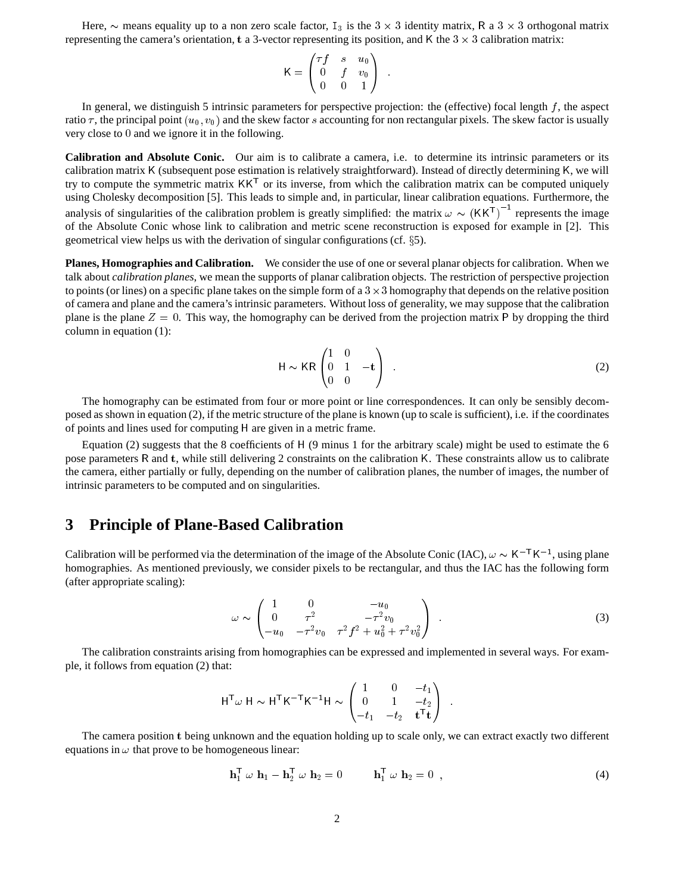Here, $\sim$ means equality up to a non zero scale factor, $\mathtt{I}_3$ is the $3 \times 3$ identity matrix, $\mathsf{R}$ a $3 \times 3$ orthogonal matrix representing the camera's orientation, $\mathbf{t}$ a 3-vector representing its position, and $\mathsf{K}$ the $3 \times 3$ calibration matrix:

$$
\mathsf{K} = \begin{pmatrix} \tau f & s & u_0 \\ 0 & f & v_0 \\ 0 & 0 & 1 \end{pmatrix} \quad .
$$

In general, we distinguish 5 intrinsic parameters for perspective projection: the (effective) focal length $f$, the aspect ratio $\tau$, the principal point $(u_0, v_0)$ and the skew factor $s$ accounting for non rectangular pixels. The skew factor is usually very close to 0 and we ignore it in the following.

**Calibration and Absolute Conic.** Our aim is to calibrate a camera, i.e. to determine its intrinsic parameters or its calibration matrix $\mathsf{K}$ (subsequent pose estimation is relatively straightforward). Instead of directly determining $\mathsf{K}$, we will try to compute the symmetric matrix $\mathsf{K}\mathsf{K}^\mathsf{T}$ or its inverse, from which the calibration matrix can be computed uniquely using Cholesky decomposition [5]. This leads to simple and, in particular, linear calibration equations. Furthermore, the analysis of singularities of the calibration problem is greatly simplified: the matrix $\omega \sim \left(\mathsf{K}\mathsf{K}^\mathsf{T}\right)^{-1}$ represents the image of the Absolute Conic whose link to calibration and metric scene reconstruction is exposed for example in [2]. This geometrical view helps us with the derivation of singular configurations (cf. §5).

**Planes, Homographies and Calibration.** We consider the use of one or several planar objects for calibration. When we talk about *calibration planes*, we mean the supports of planar calibration objects. The restriction of perspective projection to points (or lines) on a specific plane takes on the simple form of a $3 \times 3$ homography that depends on the relative position of camera and plane and the camera's intrinsic parameters. Without loss of generality, we may suppose that the calibration plane is the plane $Z = 0$. This way, the homography can be derived from the projection matrix $\mathsf{P}$ by dropping the third column in equation (1):

$$
\mathsf{H} \sim \mathsf{K}\mathsf{R} \begin{pmatrix} 1 & 0 & \\ 0 & 1 & -\mathbf{t} \\ 0 & 0 & \end{pmatrix} \quad . \tag{2}
$$

The homography can be estimated from four or more point or line correspondences. It can only be sensibly decomposed as shown in equation (2), if the metric structure of the plane is known (up to scale is sufficient), i.e. if the coordinates of points and lines used for computing $\mathsf{H}$ are given in a metric frame.

Equation (2) suggests that the 8 coefficients of $\mathsf{H}$ (9 minus 1 for the arbitrary scale) might be used to estimate the 6 pose parameters $\mathsf{R}$ and $\mathbf{t}$, while still delivering 2 constraints on the calibration $\mathsf{K}$. These constraints allow us to calibrate the camera, either partially or fully, depending on the number of calibration planes, the number of images, the number of intrinsic parameters to be computed and on singularities.

# 3 Principle of Plane-Based Calibration

Calibration will be performed via the determination of the image of the Absolute Conic (IAC), $\omega \sim \mathsf{K}^{-\mathsf{T}}\mathsf{K}^{-1}$, using plane homographies. As mentioned previously, we consider pixels to be rectangular, and thus the IAC has the following form (after appropriate scaling):

$$
\omega \sim \begin{pmatrix} 1 & 0 & -u_0 \\ 0 & \tau^2 & -\tau^2 v_0 \\ -u_0 & -\tau^2 v_0 & \tau^2 f^2 + u_0^2 + \tau^2 v_0^2 \end{pmatrix} \quad . \tag{3}
$$

The calibration constraints arising from homographies can be expressed and implemented in several ways. For example, it follows from equation (2) that:

$$
\mathsf{H}^\mathsf{T} \omega \, \mathsf{H} \sim \mathsf{H}^\mathsf{T} \mathsf{K}^{-\mathsf{T}} \mathsf{K}^{-1} \mathsf{H} \sim \begin{pmatrix} 1 & 0 & -t_1 \\ 0 & 1 & -t_2 \\ -t_1 & -t_2 & \mathbf{t}^\mathsf{T}\mathbf{t} \end{pmatrix} \quad .
$$

The camera position $\mathbf{t}$ being unknown and the equation holding up to scale only, we can extract exactly two different equations in $\omega$ that prove to be homogeneous linear:

$$
\mathbf{h}_1^\mathsf{T} \, \omega \, \mathbf{h}_1 - \mathbf{h}_2^\mathsf{T} \, \omega \, \mathbf{h}_2 = 0 \qquad \mathbf{h}_1^\mathsf{T} \, \omega \, \mathbf{h}_2 = 0 \quad , \tag{4}
$$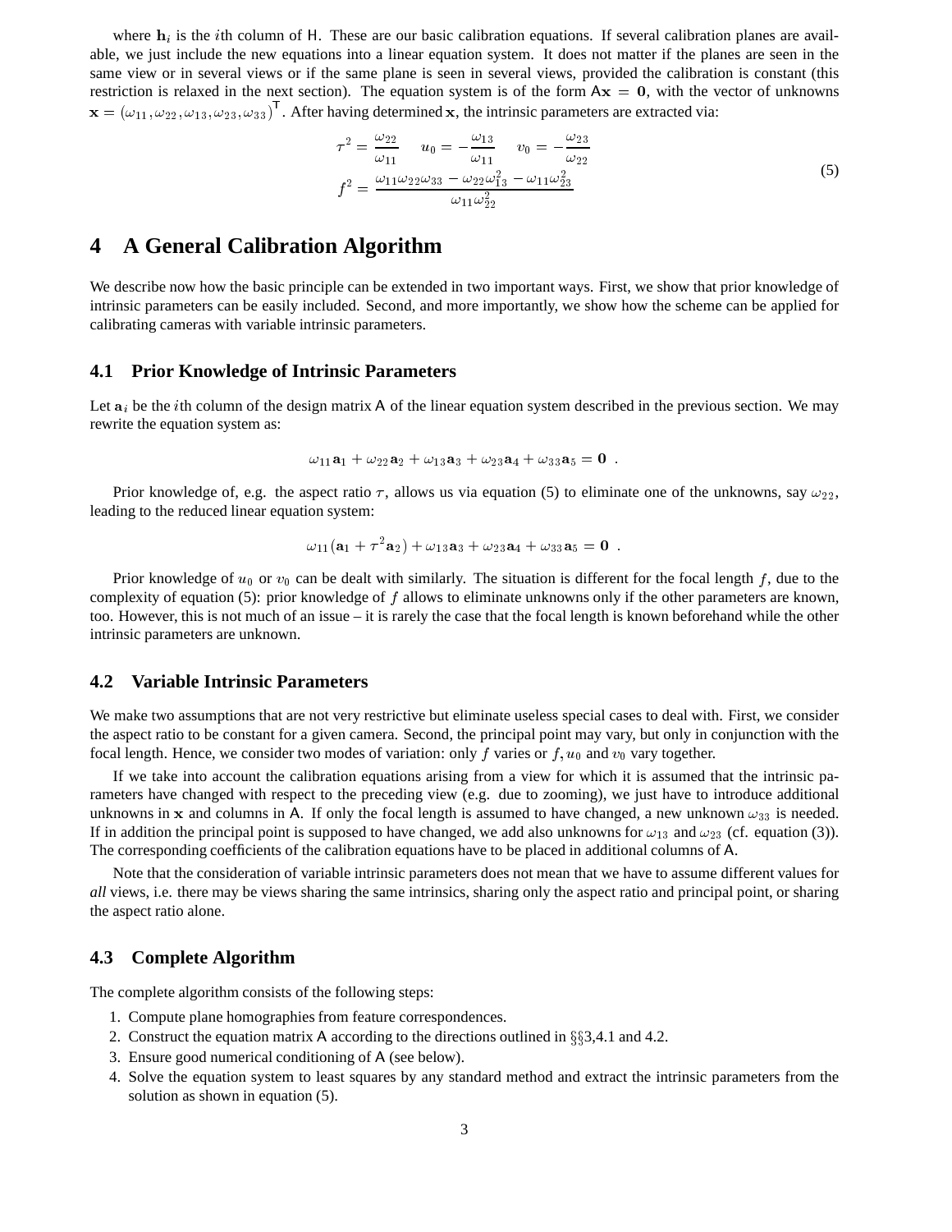where $\mathbf{h}_i$ is the $i$th column of $\mathsf{H}$. These are our basic calibration equations. If several calibration planes are available, we just include the new equations into a linear equation system. It does not matter if the planes are seen in the same view or in several views or if the same plane is seen in several views, provided the calibration is constant (this restriction is relaxed in the next section). The equation system is of the form $\mathsf{A}\mathbf{x} = \mathbf{0}$, with the vector of unknowns $\mathbf{x} = (\omega_{11}, \omega_{22}, \omega_{13}, \omega_{23}, \omega_{33})^\mathsf{T}$. After having determined $\mathbf{x}$, the intrinsic parameters are extracted via:

$$
\begin{aligned}
\tau^2 &= \frac{\omega_{22}}{\omega_{11}} \qquad u_0 = -\frac{\omega_{13}}{\omega_{11}} \qquad v_0 = -\frac{\omega_{23}}{\omega_{22}} \\
f^2 &= \frac{\omega_{11}\omega_{22}\omega_{33} - \omega_{22}\omega_{13}^2 - \omega_{11}\omega_{23}^2}{\omega_{11}\omega_{22}^2}
\end{aligned}
\tag{5}
$$

# 4 A General Calibration Algorithm

We describe now how the basic principle can be extended in two important ways. First, we show that prior knowledge of intrinsic parameters can be easily included. Second, and more importantly, we show how the scheme can be applied for calibrating cameras with variable intrinsic parameters.

## 4.1 Prior Knowledge of Intrinsic Parameters

Let $\mathbf{a}_i$ be the $i$th column of the design matrix $\mathsf{A}$ of the linear equation system described in the previous section. We may rewrite the equation system as:

$$
\omega_{11}\mathbf{a}_1 + \omega_{22}\mathbf{a}_2 + \omega_{13}\mathbf{a}_3 + \omega_{23}\mathbf{a}_4 + \omega_{33}\mathbf{a}_5 = \mathbf{0} \ .
$$

Prior knowledge of, e.g. the aspect ratio $\tau$, allows us via equation (5) to eliminate one of the unknowns, say $\omega_{22}$, leading to the reduced linear equation system:

$$
\omega_{11}(\mathbf{a}_1 + \tau^2\mathbf{a}_2) + \omega_{13}\mathbf{a}_3 + \omega_{23}\mathbf{a}_4 + \omega_{33}\mathbf{a}_5 = \mathbf{0} \ .
$$

Prior knowledge of $u_0$ or $v_0$ can be dealt with similarly. The situation is different for the focal length $f$, due to the complexity of equation (5): prior knowledge of $f$ allows to eliminate unknowns only if the other parameters are known, too. However, this is not much of an issue – it is rarely the case that the focal length is known beforehand while the other intrinsic parameters are unknown.

## 4.2 Variable Intrinsic Parameters

We make two assumptions that are not very restrictive but eliminate useless special cases to deal with. First, we consider the aspect ratio to be constant for a given camera. Second, the principal point may vary, but only in conjunction with the focal length. Hence, we consider two modes of variation: only $f$ varies or $f, u_0$ and $v_0$ vary together.

If we take into account the calibration equations arising from a view for which it is assumed that the intrinsic parameters have changed with respect to the preceding view (e.g. due to zooming), we just have to introduce additional unknowns in $\mathbf{x}$ and columns in $\mathsf{A}$. If only the focal length is assumed to have changed, a new unknown $\omega_{33}$ is needed. If in addition the principal point is supposed to have changed, we add also unknowns for $\omega_{13}$ and $\omega_{23}$ (cf. equation (3)). The corresponding coefficients of the calibration equations have to be placed in additional columns of $\mathsf{A}$.

Note that the consideration of variable intrinsic parameters does not mean that we have to assume different values for *all* views, i.e. there may be views sharing the same intrinsics, sharing only the aspect ratio and principal point, or sharing the aspect ratio alone.

## 4.3 Complete Algorithm

The complete algorithm consists of the following steps:

1. Compute plane homographies from feature correspondences.
2. Construct the equation matrix $\mathsf{A}$ according to the directions outlined in §§3,4.1 and 4.2.
3. Ensure good numerical conditioning of $\mathsf{A}$ (see below).
4. Solve the equation system to least squares by any standard method and extract the intrinsic parameters from the solution as shown in equation (5).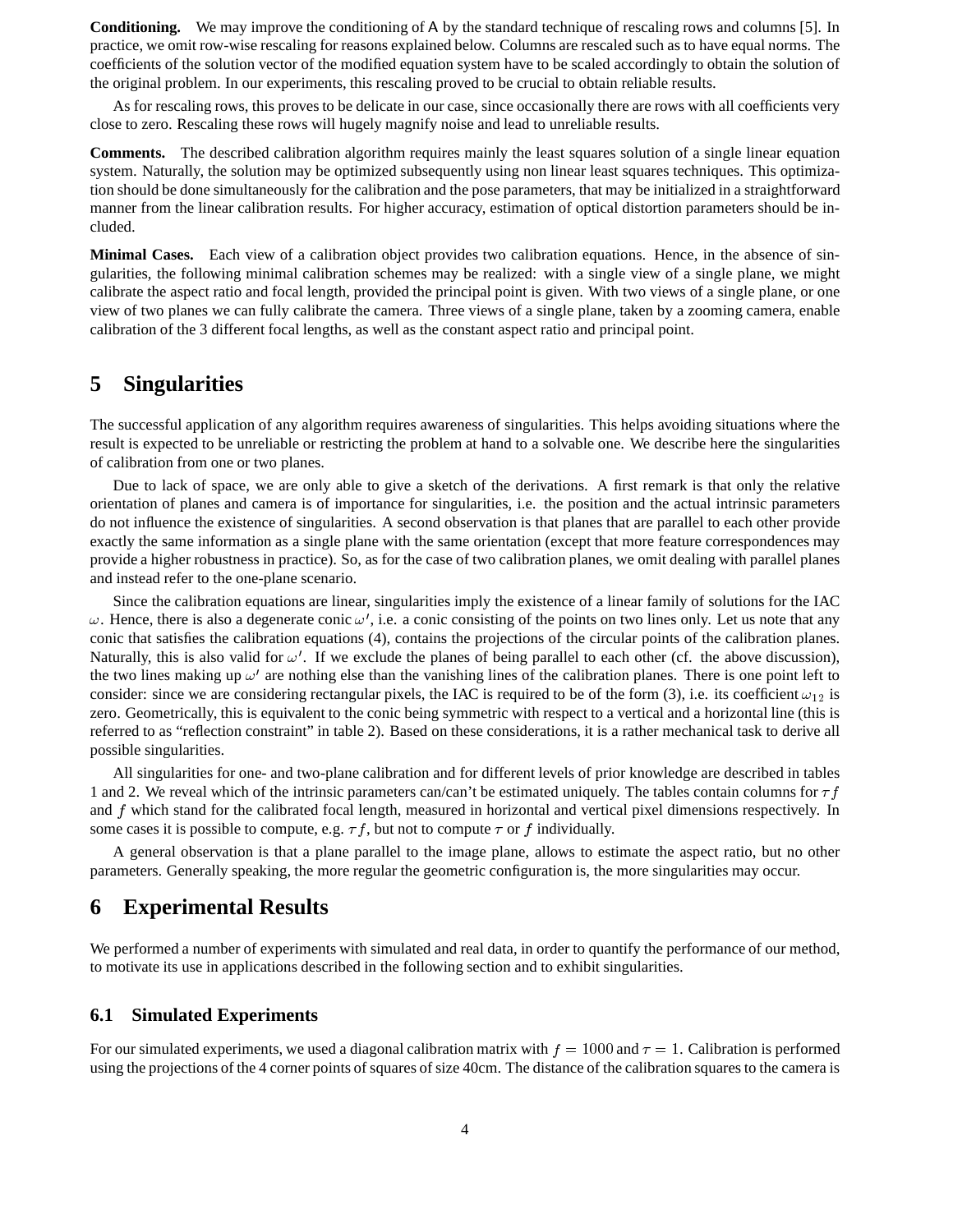**Conditioning.** We may improve the conditioning of A by the standard technique of rescaling rows and columns [5]. In practice, we omit row-wise rescaling for reasons explained below. Columns are rescaled such as to have equal norms. The coefficients of the solution vector of the modified equation system have to be scaled accordingly to obtain the solution of the original problem. In our experiments, this rescaling proved to be crucial to obtain reliable results.

As for rescaling rows, this proves to be delicate in our case, since occasionally there are rows with all coefficients very close to zero. Rescaling these rows will hugely magnify noise and lead to unreliable results.

**Comments.** The described calibration algorithm requires mainly the least squares solution of a single linear equation system. Naturally, the solution may be optimized subsequently using non linear least squares techniques. This optimization should be done simultaneously for the calibration and the pose parameters, that may be initialized in a straightforward manner from the linear calibration results. For higher accuracy, estimation of optical distortion parameters should be included.

**Minimal Cases.** Each view of a calibration object provides two calibration equations. Hence, in the absence of singularities, the following minimal calibration schemes may be realized: with a single view of a single plane, we might calibrate the aspect ratio and focal length, provided the principal point is given. With two views of a single plane, or one view of two planes we can fully calibrate the camera. Three views of a single plane, taken by a zooming camera, enable calibration of the 3 different focal lengths, as well as the constant aspect ratio and principal point.

# 5 Singularities

The successful application of any algorithm requires awareness of singularities. This helps avoiding situations where the result is expected to be unreliable or restricting the problem at hand to a solvable one. We describe here the singularities of calibration from one or two planes.

Due to lack of space, we are only able to give a sketch of the derivations. A first remark is that only the relative orientation of planes and camera is of importance for singularities, i.e. the position and the actual intrinsic parameters do not influence the existence of singularities. A second observation is that planes that are parallel to each other provide exactly the same information as a single plane with the same orientation (except that more feature correspondences may provide a higher robustness in practice). So, as for the case of two calibration planes, we omit dealing with parallel planes and instead refer to the one-plane scenario.

Since the calibration equations are linear, singularities imply the existence of a linear family of solutions for the IAC $\omega$. Hence, there is also a degenerate conic $\omega'$, i.e. a conic consisting of the points on two lines only. Let us note that any conic that satisfies the calibration equations (4), contains the projections of the circular points of the calibration planes. Naturally, this is also valid for $\omega'$. If we exclude the planes of being parallel to each other (cf. the above discussion), the two lines making up $\omega'$ are nothing else than the vanishing lines of the calibration planes. There is one point left to consider: since we are considering rectangular pixels, the IAC is required to be of the form (3), i.e. its coefficient $\omega_{12}$ is zero. Geometrically, this is equivalent to the conic being symmetric with respect to a vertical and a horizontal line (this is referred to as "reflection constraint" in table 2). Based on these considerations, it is a rather mechanical task to derive all possible singularities.

All singularities for one- and two-plane calibration and for different levels of prior knowledge are described in tables 1 and 2. We reveal which of the intrinsic parameters can/can't be estimated uniquely. The tables contain columns for $\tau f$ and $f$ which stand for the calibrated focal length, measured in horizontal and vertical pixel dimensions respectively. In some cases it is possible to compute, e.g. $\tau f$, but not to compute $\tau$ or $f$ individually.

A general observation is that a plane parallel to the image plane, allows to estimate the aspect ratio, but no other parameters. Generally speaking, the more regular the geometric configuration is, the more singularities may occur.

# 6 Experimental Results

We performed a number of experiments with simulated and real data, in order to quantify the performance of our method, to motivate its use in applications described in the following section and to exhibit singularities.

## 6.1 Simulated Experiments

For our simulated experiments, we used a diagonal calibration matrix with $f = 1000$ and $\tau = 1$. Calibration is performed using the projections of the 4 corner points of squares of size 40cm. The distance of the calibration squares to the camera is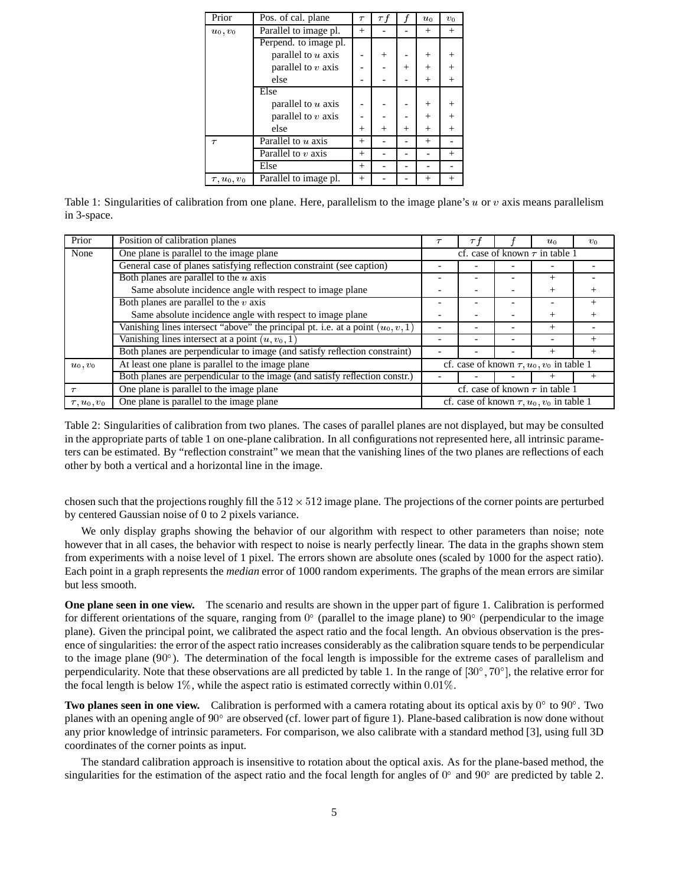| Prior | Pos. of cal. plane | $\tau$ | $\tau f$ | $f$ | $u_0$ | $v_0$ |
|---|---|---|---|---|---|---|
| $u_0, v_0$ | Parallel to image pl. | + | - | - | + | + |
| | Perpend. to image pl. | | | | | |
| | parallel to $u$ axis | - | + | - | + | + |
| | parallel to $v$ axis | - | - | + | + | + |
| | else | - | - | - | + | + |
| | Else | | | | | |
| | parallel to $u$ axis | - | - | - | + | + |
| | parallel to $v$ axis | - | - | - | + | + |
| | else | + | + | + | + | + |
| $\tau$ | Parallel to $u$ axis | + | - | - | + | - |
| | Parallel to $v$ axis | + | - | - | - | + |
| | Else | + | - | - | - | - |
| $\tau, u_0, v_0$ | Parallel to image pl. | + | - | - | + | + |

Table 1: Singularities of calibration from one plane. Here, parallelism to the image plane's $u$ or $v$ axis means parallelism in 3-space.

| Prior | Position of calibration planes | $\tau$ | $\tau f$ | $f$ | $u_0$ | $v_0$ |
|---|---|---|---|---|---|---|
| None | One plane is parallel to the image plane | cf. case of known $\tau$ in table 1 | | | | |
| | General case of planes satisfying reflection constraint (see caption) | - | - | - | - | - |
| | Both planes are parallel to the $u$ axis | - | - | - | + | - |
| | Same absolute incidence angle with respect to image plane | - | - | - | + | + |
| | Both planes are parallel to the $v$ axis | - | - | - | - | + |
| | Same absolute incidence angle with respect to image plane | - | - | - | + | + |
| | Vanishing lines intersect "above" the principal pt. i.e. at a point $(u_0, v, 1)$ | - | - | - | + | - |
| | Vanishing lines intersect at a point $(u, v_0, 1)$ | - | - | - | - | + |
| | Both planes are perpendicular to image (and satisfy reflection constraint) | - | - | - | + | + |
| $u_0, v_0$ | At least one plane is parallel to the image plane | cf. case of known $\tau, u_0, v_0$ in table 1 | | | | |
| | Both planes are perpendicular to the image (and satisfy reflection constr.) | - | - | - | + | + |
| $\tau$ | One plane is parallel to the image plane | cf. case of known $\tau$ in table 1 | | | | |
| $\tau, u_0, v_0$ | One plane is parallel to the image plane | cf. case of known $\tau, u_0, v_0$ in table 1 | | | | |

Table 2: Singularities of calibration from two planes. The cases of parallel planes are not displayed, but may be consulted in the appropriate parts of table 1 on one-plane calibration. In all configurations not represented here, all intrinsic parameters can be estimated. By "reflection constraint" we mean that the vanishing lines of the two planes are reflections of each other by both a vertical and a horizontal line in the image.

chosen such that the projections roughly fill the $512 \times 512$ image plane. The projections of the corner points are perturbed by centered Gaussian noise of 0 to 2 pixels variance.

We only display graphs showing the behavior of our algorithm with respect to other parameters than noise; note however that in all cases, the behavior with respect to noise is nearly perfectly linear. The data in the graphs shown stem from experiments with a noise level of 1 pixel. The errors shown are absolute ones (scaled by 1000 for the aspect ratio). Each point in a graph represents the *median* error of 1000 random experiments. The graphs of the mean errors are similar but less smooth.

**One plane seen in one view.** The scenario and results are shown in the upper part of figure 1. Calibration is performed for different orientations of the square, ranging from $0^\circ$ (parallel to the image plane) to $90^\circ$ (perpendicular to the image plane). Given the principal point, we calibrated the aspect ratio and the focal length. An obvious observation is the presence of singularities: the error of the aspect ratio increases considerably as the calibration square tends to be perpendicular to the image plane ($90^\circ$). The determination of the focal length is impossible for the extreme cases of parallelism and perpendicularity. Note that these observations are all predicted by table 1. In the range of $[30^\circ, 70^\circ]$, the relative error for the focal length is below $1\%$, while the aspect ratio is estimated correctly within $0.01\%$.

**Two planes seen in one view.** Calibration is performed with a camera rotating about its optical axis by $0^\circ$ to $90^\circ$. Two planes with an opening angle of $90^\circ$ are observed (cf. lower part of figure 1). Plane-based calibration is now done without any prior knowledge of intrinsic parameters. For comparison, we also calibrate with a standard method [3], using full 3D coordinates of the corner points as input.

The standard calibration approach is insensitive to rotation about the optical axis. As for the plane-based method, the singularities for the estimation of the aspect ratio and the focal length for angles of $0^\circ$ and $90^\circ$ are predicted by table 2.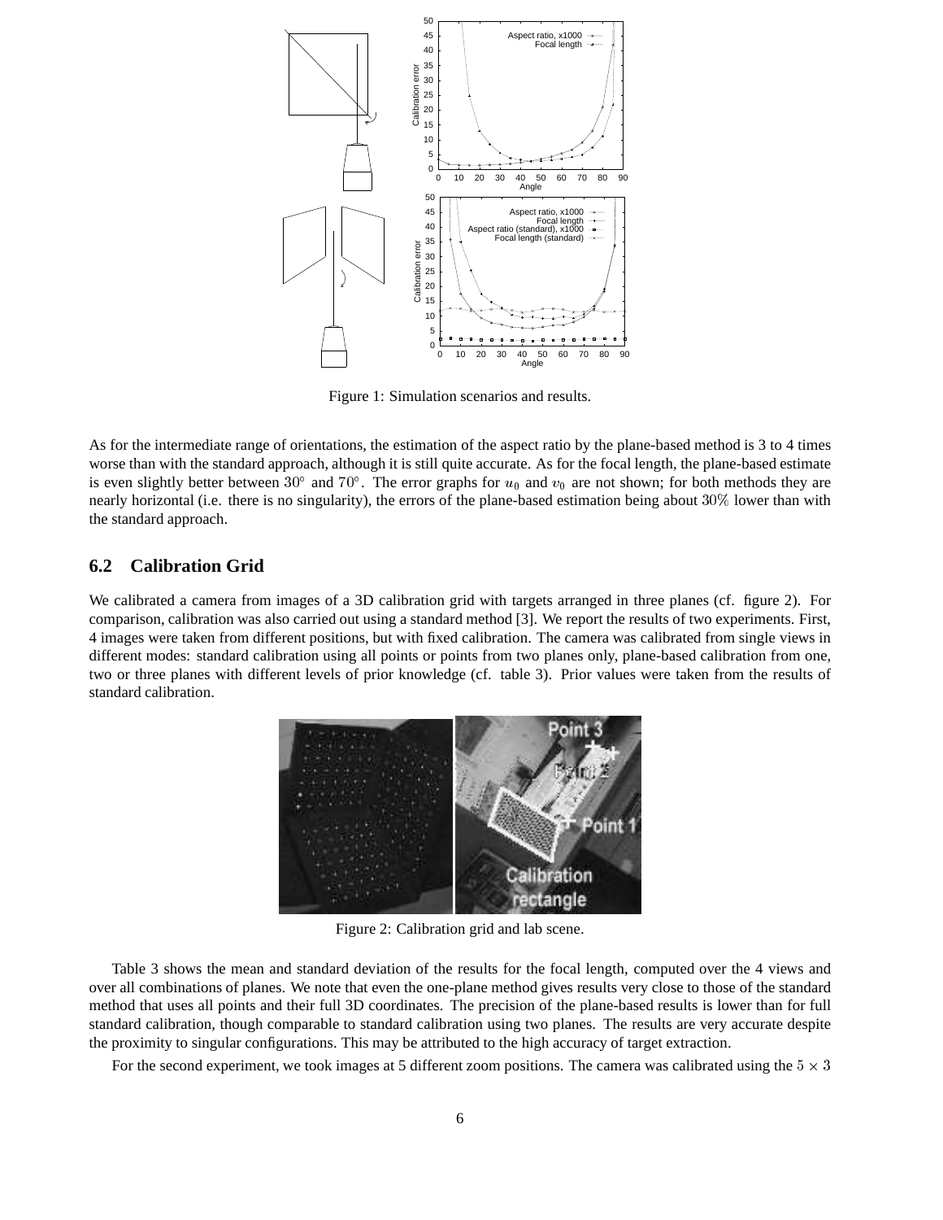Figure 1: Simulation scenarios and results.

As for the intermediate range of orientations, the estimation of the aspect ratio by the plane-based method is 3 to 4 times worse than with the standard approach, although it is still quite accurate. As for the focal length, the plane-based estimate is even slightly better between $30^\circ$ and $70^\circ$. The error graphs for $u_0$ and $v_0$ are not shown; for both methods they are nearly horizontal (i.e. there is no singularity), the errors of the plane-based estimation being about $30\%$ lower than with the standard approach.

### 6.2 Calibration Grid

We calibrated a camera from images of a 3D calibration grid with targets arranged in three planes (cf. figure 2). For comparison, calibration was also carried out using a standard method [3]. We report the results of two experiments. First, 4 images were taken from different positions, but with fixed calibration. The camera was calibrated from single views in different modes: standard calibration using all points or points from two planes only, plane-based calibration from one, two or three planes with different levels of prior knowledge (cf. table 3). Prior values were taken from the results of standard calibration.

Figure 2: Calibration grid and lab scene.

Table 3 shows the mean and standard deviation of the results for the focal length, computed over the 4 views and over all combinations of planes. We note that even the one-plane method gives results very close to those of the standard method that uses all points and their full 3D coordinates. The precision of the plane-based results is lower than for full standard calibration, though comparable to standard calibration using two planes. The results are very accurate despite the proximity to singular configurations. This may be attributed to the high accuracy of target extraction.

For the second experiment, we took images at 5 different zoom positions. The camera was calibrated using the $5 \times 3$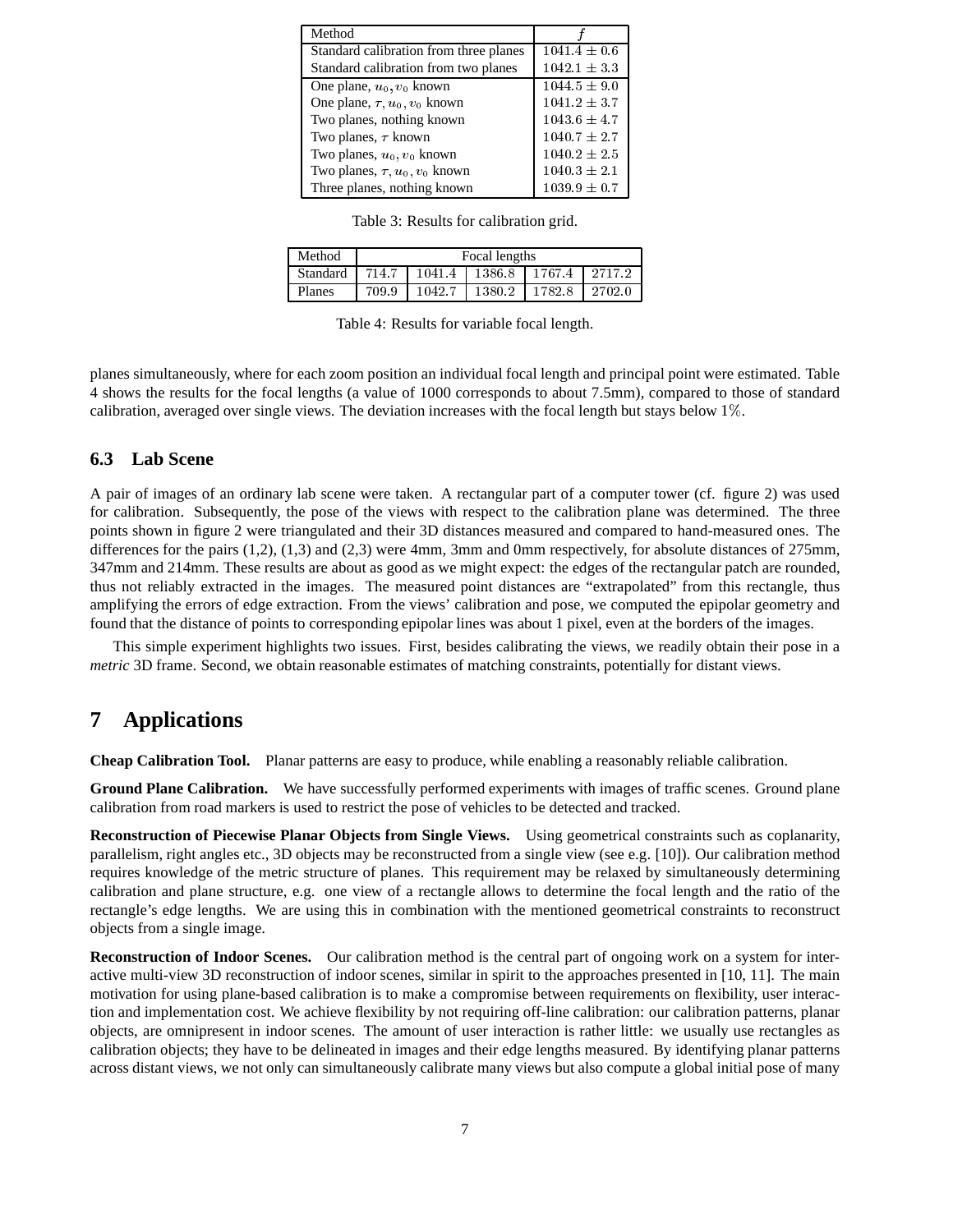| Method | $f$ |
|---|---|
| Standard calibration from three planes | $1041.4 \pm 0.6$ |
| Standard calibration from two planes | $1042.1 \pm 3.3$ |
| One plane, $u_0, v_0$ known | $1044.5 \pm 9.0$ |
| One plane, $\tau, u_0, v_0$ known | $1041.2 \pm 3.7$ |
| Two planes, nothing known | $1043.6 \pm 4.7$ |
| Two planes, $\tau$ known | $1040.7 \pm 2.7$ |
| Two planes, $u_0, v_0$ known | $1040.2 \pm 2.5$ |
| Two planes, $\tau, u_0, v_0$ known | $1040.3 \pm 2.1$ |
| Three planes, nothing known | $1039.9 \pm 0.7$ |

Table 3: Results for calibration grid.

| Method | Focal lengths | | | | |
|---|---|---|---|---|---|
| Standard | 714.7 | 1041.4 | 1386.8 | 1767.4 | 2717.2 |
| Planes | 709.9 | 1042.7 | 1380.2 | 1782.8 | 2702.0 |

Table 4: Results for variable focal length.

planes simultaneously, where for each zoom position an individual focal length and principal point were estimated. Table 4 shows the results for the focal lengths (a value of 1000 corresponds to about 7.5mm), compared to those of standard calibration, averaged over single views. The deviation increases with the focal length but stays below 1%.

### 6.3 Lab Scene

A pair of images of an ordinary lab scene were taken. A rectangular part of a computer tower (cf. figure 2) was used for calibration. Subsequently, the pose of the views with respect to the calibration plane was determined. The three points shown in figure 2 were triangulated and their 3D distances measured and compared to hand-measured ones. The differences for the pairs (1,2), (1,3) and (2,3) were 4mm, 3mm and 0mm respectively, for absolute distances of 275mm, 347mm and 214mm. These results are about as good as we might expect: the edges of the rectangular patch are rounded, thus not reliably extracted in the images. The measured point distances are "extrapolated" from this rectangle, thus amplifying the errors of edge extraction. From the views' calibration and pose, we computed the epipolar geometry and found that the distance of points to corresponding epipolar lines was about 1 pixel, even at the borders of the images.

This simple experiment highlights two issues. First, besides calibrating the views, we readily obtain their pose in a *metric* 3D frame. Second, we obtain reasonable estimates of matching constraints, potentially for distant views.

## 7 Applications

**Cheap Calibration Tool.** Planar patterns are easy to produce, while enabling a reasonably reliable calibration.

**Ground Plane Calibration.** We have successfully performed experiments with images of traffic scenes. Ground plane calibration from road markers is used to restrict the pose of vehicles to be detected and tracked.

**Reconstruction of Piecewise Planar Objects from Single Views.** Using geometrical constraints such as coplanarity, parallelism, right angles etc., 3D objects may be reconstructed from a single view (see e.g. [10]). Our calibration method requires knowledge of the metric structure of planes. This requirement may be relaxed by simultaneously determining calibration and plane structure, e.g. one view of a rectangle allows to determine the focal length and the ratio of the rectangle's edge lengths. We are using this in combination with the mentioned geometrical constraints to reconstruct objects from a single image.

**Reconstruction of Indoor Scenes.** Our calibration method is the central part of ongoing work on a system for interactive multi-view 3D reconstruction of indoor scenes, similar in spirit to the approaches presented in [10, 11]. The main motivation for using plane-based calibration is to make a compromise between requirements on flexibility, user interaction and implementation cost. We achieve flexibility by not requiring off-line calibration: our calibration patterns, planar objects, are omnipresent in indoor scenes. The amount of user interaction is rather little: we usually use rectangles as calibration objects; they have to be delineated in images and their edge lengths measured. By identifying planar patterns across distant views, we not only can simultaneously calibrate many views but also compute a global initial pose of many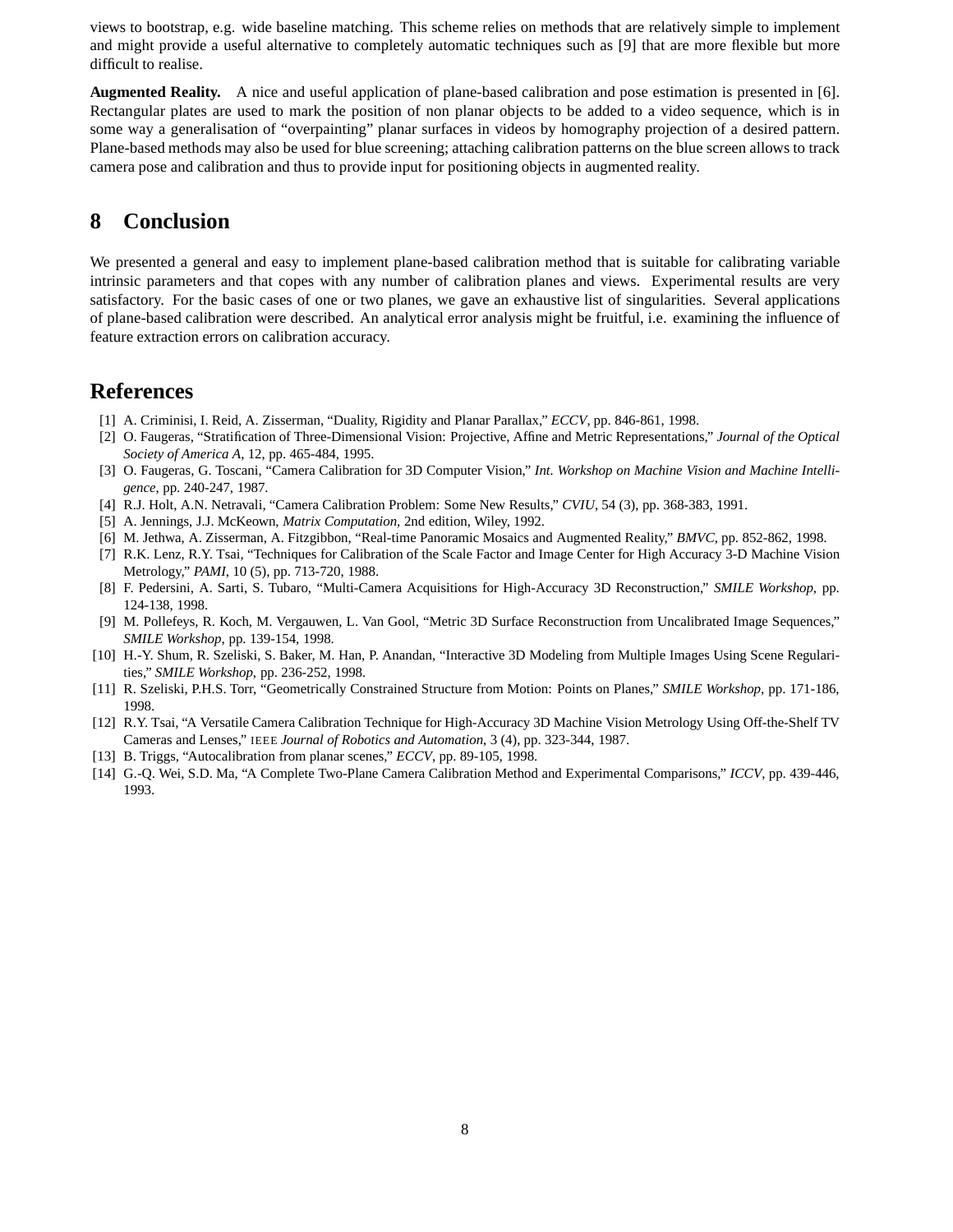views to bootstrap, e.g. wide baseline matching. This scheme relies on methods that are relatively simple to implement and might provide a useful alternative to completely automatic techniques such as [9] that are more flexible but more difficult to realise.

**Augmented Reality.** A nice and useful application of plane-based calibration and pose estimation is presented in [6]. Rectangular plates are used to mark the position of non planar objects to be added to a video sequence, which is in some way a generalisation of "overpainting" planar surfaces in videos by homography projection of a desired pattern. Plane-based methods may also be used for blue screening; attaching calibration patterns on the blue screen allows to track camera pose and calibration and thus to provide input for positioning objects in augmented reality.

## 8 Conclusion

We presented a general and easy to implement plane-based calibration method that is suitable for calibrating variable intrinsic parameters and that copes with any number of calibration planes and views. Experimental results are very satisfactory. For the basic cases of one or two planes, we gave an exhaustive list of singularities. Several applications of plane-based calibration were described. An analytical error analysis might be fruitful, i.e. examining the influence of feature extraction errors on calibration accuracy.

## References

[1] A. Criminisi, I. Reid, A. Zisserman, "Duality, Rigidity and Planar Parallax," *ECCV*, pp. 846-861, 1998.

[2] O. Faugeras, "Stratification of Three-Dimensional Vision: Projective, Affine and Metric Representations," *Journal of the Optical Society of America A*, 12, pp. 465-484, 1995.

[3] O. Faugeras, G. Toscani, "Camera Calibration for 3D Computer Vision," *Int. Workshop on Machine Vision and Machine Intelligence*, pp. 240-247, 1987.

[4] R.J. Holt, A.N. Netravali, "Camera Calibration Problem: Some New Results," *CVIU*, 54 (3), pp. 368-383, 1991.

[5] A. Jennings, J.J. McKeown, *Matrix Computation*, 2nd edition, Wiley, 1992.

[6] M. Jethwa, A. Zisserman, A. Fitzgibbon, "Real-time Panoramic Mosaics and Augmented Reality," *BMVC*, pp. 852-862, 1998.

[7] R.K. Lenz, R.Y. Tsai, "Techniques for Calibration of the Scale Factor and Image Center for High Accuracy 3-D Machine Vision Metrology," *PAMI*, 10 (5), pp. 713-720, 1988.

[8] F. Pedersini, A. Sarti, S. Tubaro, "Multi-Camera Acquisitions for High-Accuracy 3D Reconstruction," *SMILE Workshop*, pp. 124-138, 1998.

[9] M. Pollefeys, R. Koch, M. Vergauwen, L. Van Gool, "Metric 3D Surface Reconstruction from Uncalibrated Image Sequences," *SMILE Workshop*, pp. 139-154, 1998.

[10] H.-Y. Shum, R. Szeliski, S. Baker, M. Han, P. Anandan, "Interactive 3D Modeling from Multiple Images Using Scene Regularities," *SMILE Workshop*, pp. 236-252, 1998.

[11] R. Szeliski, P.H.S. Torr, "Geometrically Constrained Structure from Motion: Points on Planes," *SMILE Workshop*, pp. 171-186, 1998.

[12] R.Y. Tsai, "A Versatile Camera Calibration Technique for High-Accuracy 3D Machine Vision Metrology Using Off-the-Shelf TV Cameras and Lenses," IEEE *Journal of Robotics and Automation*, 3 (4), pp. 323-344, 1987.

[13] B. Triggs, "Autocalibration from planar scenes," *ECCV*, pp. 89-105, 1998.

[14] G.-Q. Wei, S.D. Ma, "A Complete Two-Plane Camera Calibration Method and Experimental Comparisons," *ICCV*, pp. 439-446, 1993.